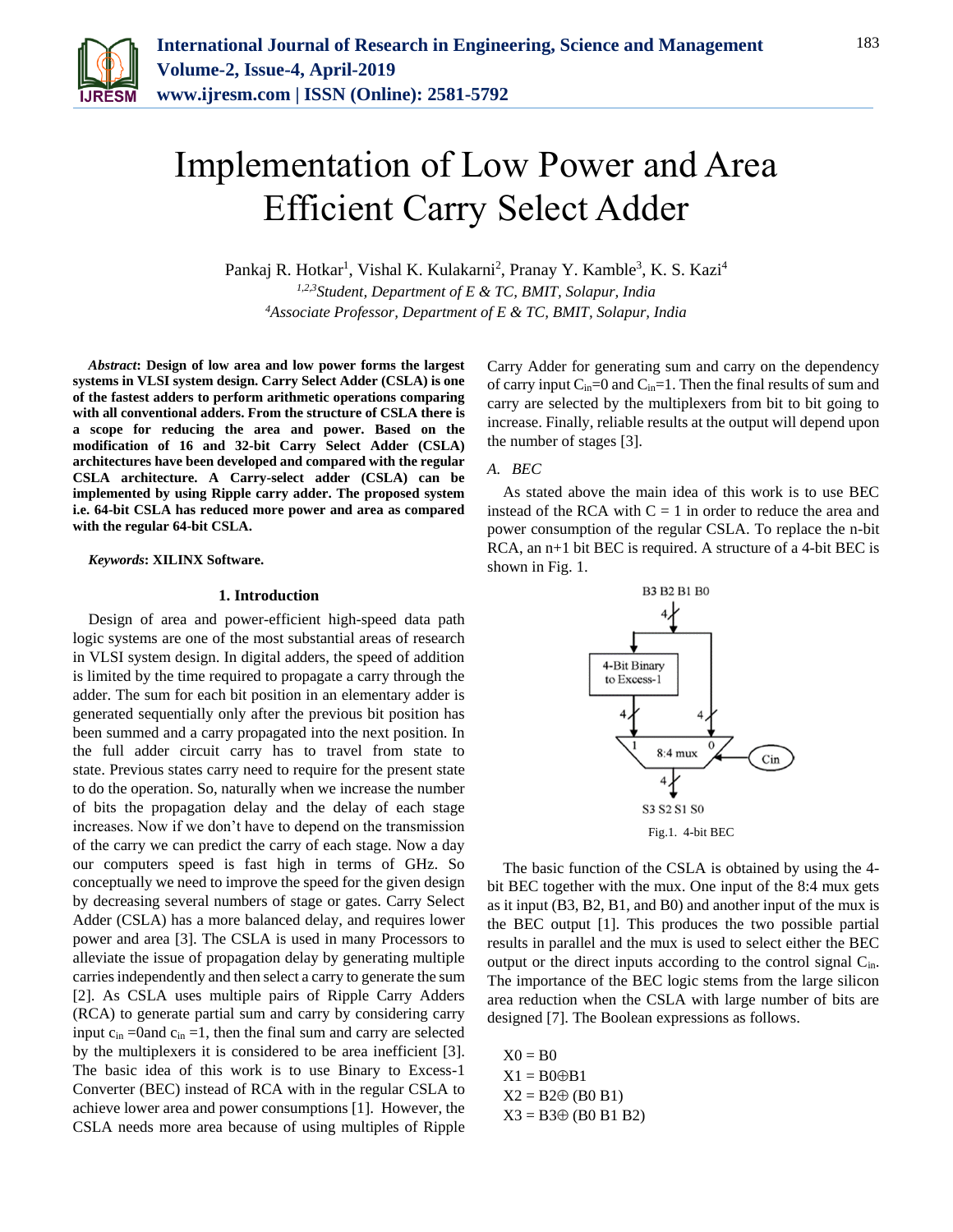# Implementation of Low Power and Area Efficient Carry Select Adder

Pankaj R. Hotkar[1], Vishal K. Kulakarni[2], Pranay Y. Kamble[3], K. S. Kazi[4]

[1,2,3]*Student, Department of E & TC, BMIT, Solapur, India*
[4]*Associate Professor, Department of E & TC, BMIT, Solapur, India*

***Abstract*: Design of low area and low power forms the largest systems in VLSI system design. Carry Select Adder (CSLA) is one of the fastest adders to perform arithmetic operations comparing with all conventional adders. From the structure of CSLA there is a scope for reducing the area and power. Based on the modification of 16 and 32-bit Carry Select Adder (CSLA) architectures have been developed and compared with the regular CSLA architecture. A Carry-select adder (CSLA) can be implemented by using Ripple carry adder. The proposed system i.e. 64-bit CSLA has reduced more power and area as compared with the regular 64-bit CSLA.**

***Keywords*: XILINX Software.**

## 1. Introduction

Design of area and power-efficient high-speed data path logic systems are one of the most substantial areas of research in VLSI system design. In digital adders, the speed of addition is limited by the time required to propagate a carry through the adder. The sum for each bit position in an elementary adder is generated sequentially only after the previous bit position has been summed and a carry propagated into the next position. In the full adder circuit carry has to travel from state to state. Previous states carry need to require for the present state to do the operation. So, naturally when we increase the number of bits the propagation delay and the delay of each stage increases. Now if we don't have to depend on the transmission of the carry we can predict the carry of each stage. Now a day our computers speed is fast high in terms of GHz. So conceptually we need to improve the speed for the given design by decreasing several numbers of stage or gates. Carry Select Adder (CSLA) has a more balanced delay, and requires lower power and area [3]. The CSLA is used in many Processors to alleviate the issue of propagation delay by generating multiple carries independently and then select a carry to generate the sum [2]. As CSLA uses multiple pairs of Ripple Carry Adders (RCA) to generate partial sum and carry by considering carry input $c_{in}$ =0and $c_{in}$ =1, then the final sum and carry are selected by the multiplexers it is considered to be area inefficient [3]. The basic idea of this work is to use Binary to Excess-1 Converter (BEC) instead of RCA with in the regular CSLA to achieve lower area and power consumptions [1]. However, the CSLA needs more area because of using multiples of Ripple Carry Adder for generating sum and carry on the dependency of carry input $C_{in}$=0 and $C_{in}$=1. Then the final results of sum and carry are selected by the multiplexers from bit to bit going to increase. Finally, reliable results at the output will depend upon the number of stages [3].

### A. BEC

As stated above the main idea of this work is to use BEC instead of the RCA with C = 1 in order to reduce the area and power consumption of the regular CSLA. To replace the n-bit RCA, an n+1 bit BEC is required. A structure of a 4-bit BEC is shown in Fig. 1.

Fig.1. 4-bit BEC

The basic function of the CSLA is obtained by using the 4-bit BEC together with the mux. One input of the 8:4 mux gets as it input (B3, B2, B1, and B0) and another input of the mux is the BEC output [1]. This produces the two possible partial results in parallel and the mux is used to select either the BEC output or the direct inputs according to the control signal $C_{in}$. The importance of the BEC logic stems from the large silicon area reduction when the CSLA with large number of bits are designed [7]. The Boolean expressions as follows.

X0 = B0
X1 = B0⊕B1
X2 = B2⊕ (B0 B1)
X3 = B3⊕ (B0 B1 B2)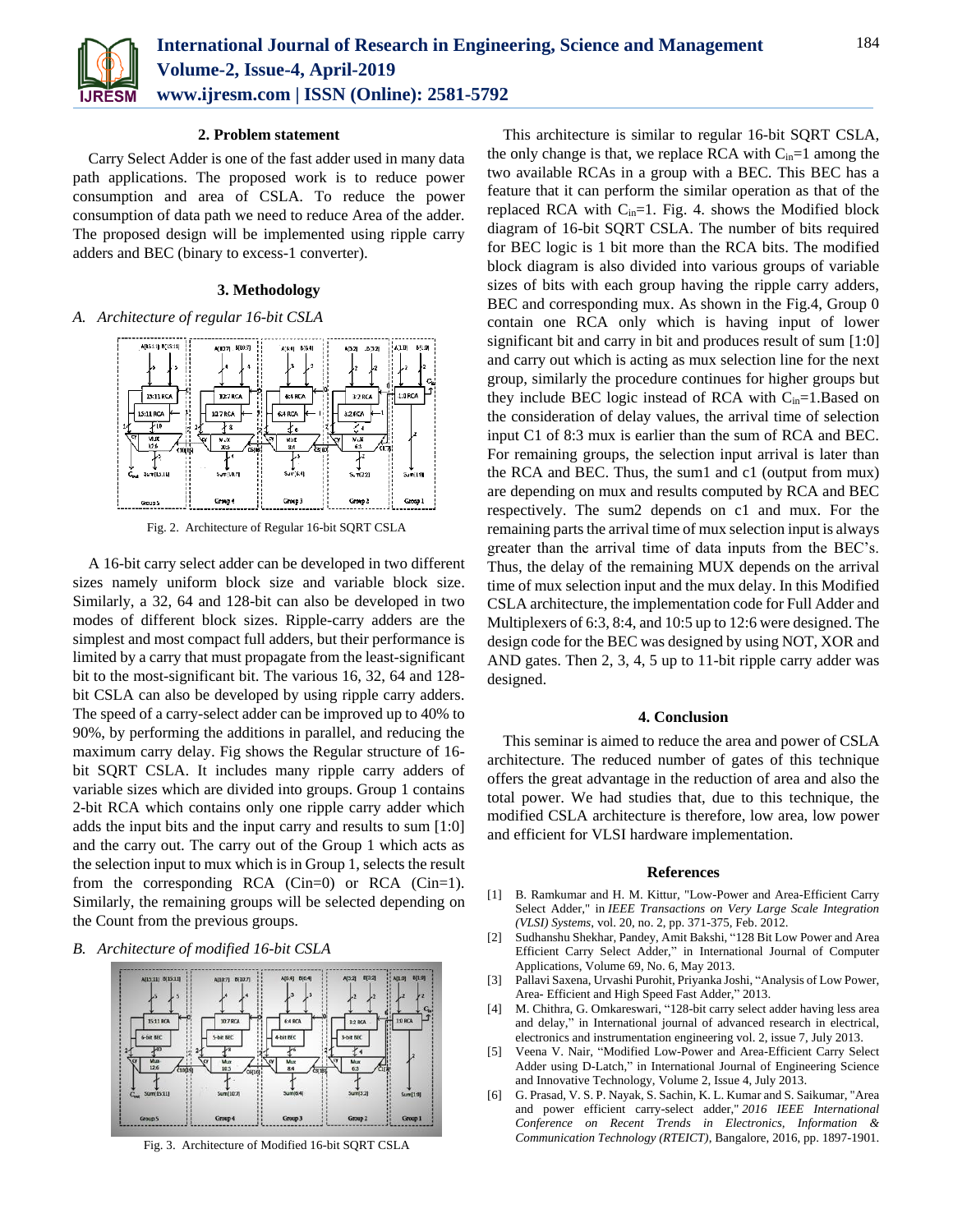## 2. Problem statement

Carry Select Adder is one of the fast adder used in many data path applications. The proposed work is to reduce power consumption and area of CSLA. To reduce the power consumption of data path we need to reduce Area of the adder. The proposed design will be implemented using ripple carry adders and BEC (binary to excess-1 converter).

## 3. Methodology

### *A. Architecture of regular 16-bit CSLA*

Fig. 2. Architecture of Regular 16-bit SQRT CSLA

A 16-bit carry select adder can be developed in two different sizes namely uniform block size and variable block size. Similarly, a 32, 64 and 128-bit can also be developed in two modes of different block sizes. Ripple-carry adders are the simplest and most compact full adders, but their performance is limited by a carry that must propagate from the least-significant bit to the most-significant bit. The various 16, 32, 64 and 128-bit CSLA can also be developed by using ripple carry adders. The speed of a carry-select adder can be improved up to 40% to 90%, by performing the additions in parallel, and reducing the maximum carry delay. Fig shows the Regular structure of 16-bit SQRT CSLA. It includes many ripple carry adders of variable sizes which are divided into groups. Group 1 contains 2-bit RCA which contains only one ripple carry adder which adds the input bits and the input carry and results to sum [1:0] and the carry out. The carry out of the Group 1 which acts as the selection input to mux which is in Group 1, selects the result from the corresponding RCA (Cin=0) or RCA (Cin=1). Similarly, the remaining groups will be selected depending on the Count from the previous groups.

### *B. Architecture of modified 16-bit CSLA*

Fig. 3. Architecture of Modified 16-bit SQRT CSLA

This architecture is similar to regular 16-bit SQRT CSLA, the only change is that, we replace RCA with $C_{in}$=1 among the two available RCAs in a group with a BEC. This BEC has a feature that it can perform the similar operation as that of the replaced RCA with $C_{in}$=1. Fig. 4. shows the Modified block diagram of 16-bit SQRT CSLA. The number of bits required for BEC logic is 1 bit more than the RCA bits. The modified block diagram is also divided into various groups of variable sizes of bits with each group having the ripple carry adders, BEC and corresponding mux. As shown in the Fig.4, Group 0 contain one RCA only which is having input of lower significant bit and carry in bit and produces result of sum [1:0] and carry out which is acting as mux selection line for the next group, similarly the procedure continues for higher groups but they include BEC logic instead of RCA with $C_{in}$=1.Based on the consideration of delay values, the arrival time of selection input C1 of 8:3 mux is earlier than the sum of RCA and BEC. For remaining groups, the selection input arrival is later than the RCA and BEC. Thus, the sum1 and c1 (output from mux) are depending on mux and results computed by RCA and BEC respectively. The sum2 depends on c1 and mux. For the remaining parts the arrival time of mux selection input is always greater than the arrival time of data inputs from the BEC's. Thus, the delay of the remaining MUX depends on the arrival time of mux selection input and the mux delay. In this Modified CSLA architecture, the implementation code for Full Adder and Multiplexers of 6:3, 8:4, and 10:5 up to 12:6 were designed. The design code for the BEC was designed by using NOT, XOR and AND gates. Then 2, 3, 4, 5 up to 11-bit ripple carry adder was designed.

## 4. Conclusion

This seminar is aimed to reduce the area and power of CSLA architecture. The reduced number of gates of this technique offers the great advantage in the reduction of area and also the total power. We had studies that, due to this technique, the modified CSLA architecture is therefore, low area, low power and efficient for VLSI hardware implementation.

## References

[1] B. Ramkumar and H. M. Kittur, "Low-Power and Area-Efficient Carry Select Adder," in *IEEE Transactions on Very Large Scale Integration (VLSI) Systems*, vol. 20, no. 2, pp. 371-375, Feb. 2012.

[2] Sudhanshu Shekhar, Pandey, Amit Bakshi, "128 Bit Low Power and Area Efficient Carry Select Adder," in International Journal of Computer Applications, Volume 69, No. 6, May 2013.

[3] Pallavi Saxena, Urvashi Purohit, Priyanka Joshi, "Analysis of Low Power, Area- Efficient and High Speed Fast Adder," 2013.

[4] M. Chithra, G. Omkareswari, "128-bit carry select adder having less area and delay," in International journal of advanced research in electrical, electronics and instrumentation engineering vol. 2, issue 7, July 2013.

[5] Veena V. Nair, "Modified Low-Power and Area-Efficient Carry Select Adder using D-Latch," in International Journal of Engineering Science and Innovative Technology, Volume 2, Issue 4, July 2013.

[6] G. Prasad, V. S. P. Nayak, S. Sachin, K. L. Kumar and S. Saikumar, "Area and power efficient carry-select adder," *2016 IEEE International Conference on Recent Trends in Electronics, Information & Communication Technology (RTEICT)*, Bangalore, 2016, pp. 1897-1901.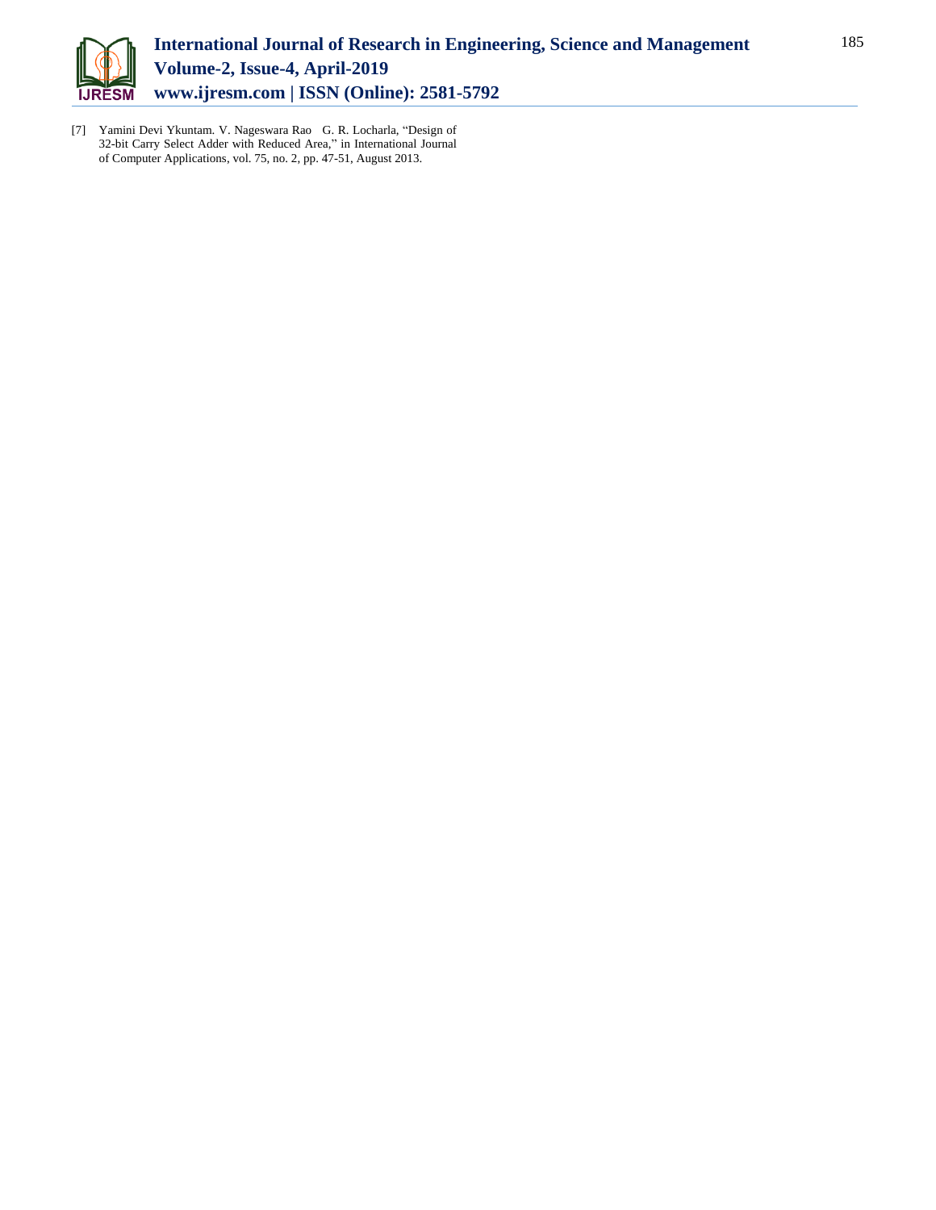[7] Yamini Devi Ykuntam. V. Nageswara Rao G. R. Locharla, "Design of 32-bit Carry Select Adder with Reduced Area," in International Journal of Computer Applications, vol. 75, no. 2, pp. 47-51, August 2013.